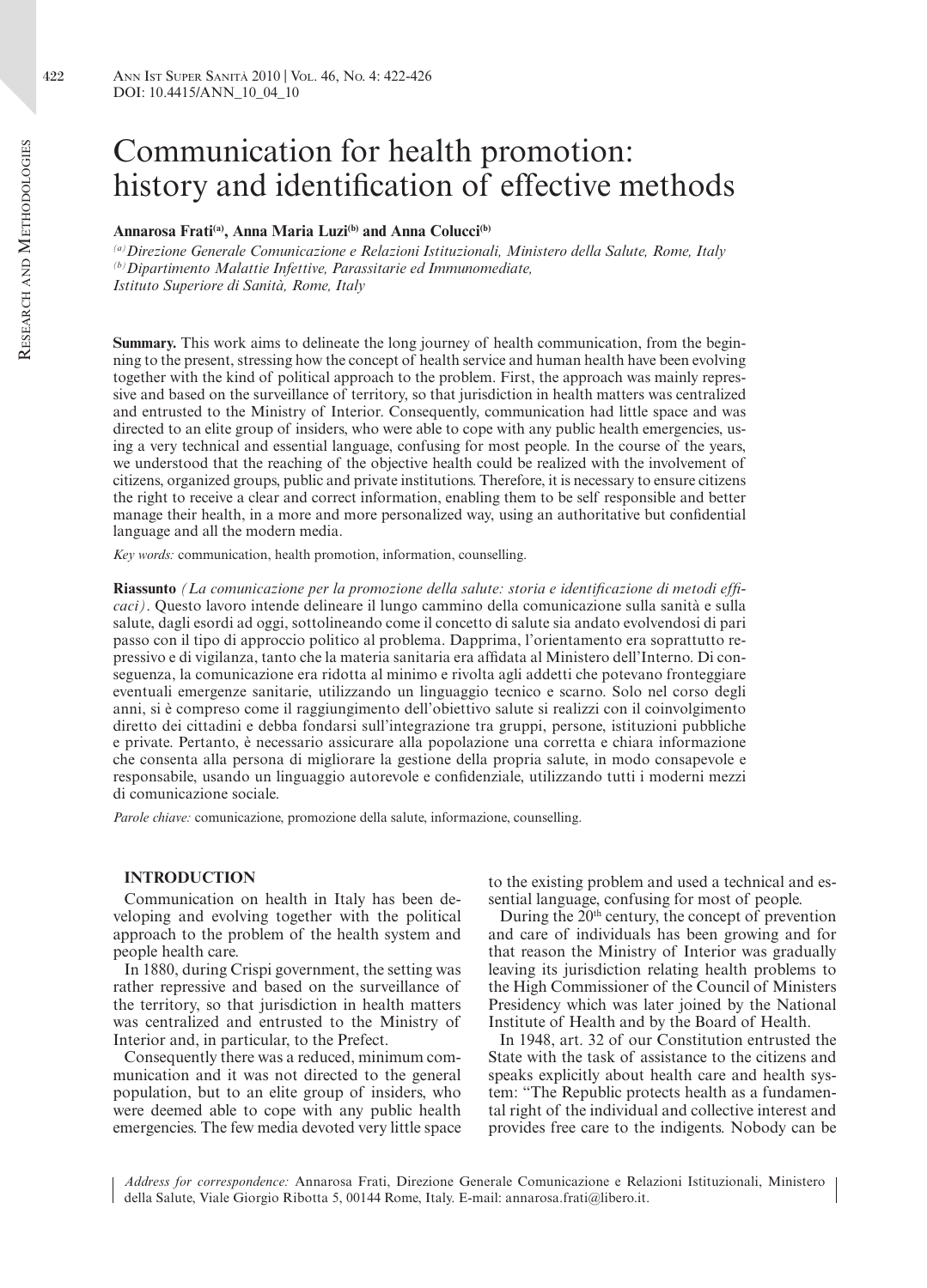# Communication for health promotion: history and identification of effective methods

**Annarosa Frati[a], Anna Maria Luzi[b] and Anna Colucci[b]**

*[a] Direzione Generale Comunicazione e Relazioni Istituzionali, Ministero della Salute, Rome, Italy*
*[b] Dipartimento Malattie Infettive, Parassitarie ed Immunomediate, Istituto Superiore di Sanità, Rome, Italy*

**Summary.** This work aims to delineate the long journey of health communication, from the beginning to the present, stressing how the concept of health service and human health have been evolving together with the kind of political approach to the problem. First, the approach was mainly repressive and based on the surveillance of territory, so that jurisdiction in health matters was centralized and entrusted to the Ministry of Interior. Consequently, communication had little space and was directed to an elite group of insiders, who were able to cope with any public health emergencies, using a very technical and essential language, confusing for most people. In the course of the years, we understood that the reaching of the objective health could be realized with the involvement of citizens, organized groups, public and private institutions. Therefore, it is necessary to ensure citizens the right to receive a clear and correct information, enabling them to be self responsible and better manage their health, in a more and more personalized way, using an authoritative but confidential language and all the modern media.

*Key words:* communication, health promotion, information, counselling.

**Riassunto** *(La comunicazione per la promozione della salute: storia e identificazione di metodi efficaci)*. Questo lavoro intende delineare il lungo cammino della comunicazione sulla sanità e sulla salute, dagli esordi ad oggi, sottolineando come il concetto di salute sia andato evolvendosi di pari passo con il tipo di approccio politico al problema. Dapprima, l'orientamento era soprattutto repressivo e di vigilanza, tanto che la materia sanitaria era affidata al Ministero dell'Interno. Di conseguenza, la comunicazione era ridotta al minimo e rivolta agli addetti che potevano fronteggiare eventuali emergenze sanitarie, utilizzando un linguaggio tecnico e scarno. Solo nel corso degli anni, si è compreso come il raggiungimento dell'obiettivo salute si realizzi con il coinvolgimento diretto dei cittadini e debba fondarsi sull'integrazione tra gruppi, persone, istituzioni pubbliche e private. Pertanto, è necessario assicurare alla popolazione una corretta e chiara informazione che consenta alla persona di migliorare la gestione della propria salute, in modo consapevole e responsabile, usando un linguaggio autorevole e confidenziale, utilizzando tutti i moderni mezzi di comunicazione sociale.

*Parole chiave:* comunicazione, promozione della salute, informazione, counselling.

## INTRODUCTION

Communication on health in Italy has been developing and evolving together with the political approach to the problem of the health system and people health care.

In 1880, during Crispi government, the setting was rather repressive and based on the surveillance of the territory, so that jurisdiction in health matters was centralized and entrusted to the Ministry of Interior and, in particular, to the Prefect.

Consequently there was a reduced, minimum communication and it was not directed to the general population, but to an elite group of insiders, who were deemed able to cope with any public health emergencies. The few media devoted very little space to the existing problem and used a technical and essential language, confusing for most of people.

During the 20th century, the concept of prevention and care of individuals has been growing and for that reason the Ministry of Interior was gradually leaving its jurisdiction relating health problems to the High Commissioner of the Council of Ministers Presidency which was later joined by the National Institute of Health and by the Board of Health.

In 1948, art. 32 of our Constitution entrusted the State with the task of assistance to the citizens and speaks explicitly about health care and health system: "The Republic protects health as a fundamental right of the individual and collective interest and provides free care to the indigents. Nobody can be

*Address for correspondence:* Annarosa Frati, Direzione Generale Comunicazione e Relazioni Istituzionali, Ministero della Salute, Viale Giorgio Ribotta 5, 00144 Rome, Italy. E-mail: annarosa.frati@libero.it.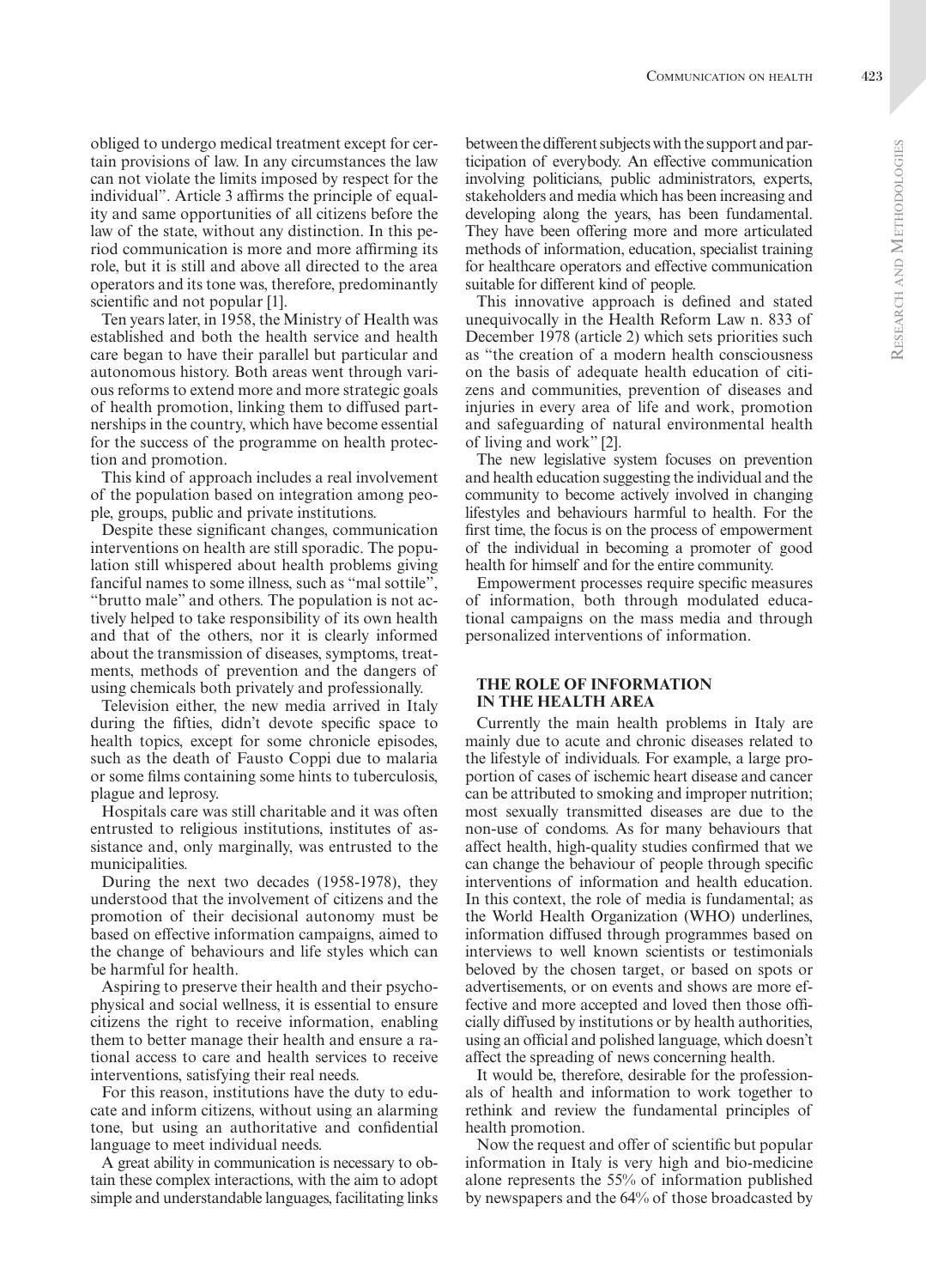obliged to undergo medical treatment except for certain provisions of law. In any circumstances the law can not violate the limits imposed by respect for the individual". Article 3 affirms the principle of equality and same opportunities of all citizens before the law of the state, without any distinction. In this period communication is more and more affirming its role, but it is still and above all directed to the area operators and its tone was, therefore, predominantly scientific and not popular [1].

Ten years later, in 1958, the Ministry of Health was established and both the health service and health care began to have their parallel but particular and autonomous history. Both areas went through various reforms to extend more and more strategic goals of health promotion, linking them to diffused partnerships in the country, which have become essential for the success of the programme on health protection and promotion.

This kind of approach includes a real involvement of the population based on integration among people, groups, public and private institutions.

Despite these significant changes, communication interventions on health are still sporadic. The population still whispered about health problems giving fanciful names to some illness, such as "mal sottile", "brutto male" and others. The population is not actively helped to take responsibility of its own health and that of the others, nor it is clearly informed about the transmission of diseases, symptoms, treatments, methods of prevention and the dangers of using chemicals both privately and professionally.

Television either, the new media arrived in Italy during the fifties, didn't devote specific space to health topics, except for some chronicle episodes, such as the death of Fausto Coppi due to malaria or some films containing some hints to tuberculosis, plague and leprosy.

Hospitals care was still charitable and it was often entrusted to religious institutions, institutes of assistance and, only marginally, was entrusted to the municipalities.

During the next two decades (1958-1978), they understood that the involvement of citizens and the promotion of their decisional autonomy must be based on effective information campaigns, aimed to the change of behaviours and life styles which can be harmful for health.

Aspiring to preserve their health and their psychophysical and social wellness, it is essential to ensure citizens the right to receive information, enabling them to better manage their health and ensure a rational access to care and health services to receive interventions, satisfying their real needs.

For this reason, institutions have the duty to educate and inform citizens, without using an alarming tone, but using an authoritative and confidential language to meet individual needs.

A great ability in communication is necessary to obtain these complex interactions, with the aim to adopt simple and understandable languages, facilitating links between the different subjects with the support and participation of everybody. An effective communication involving politicians, public administrators, experts, stakeholders and media which has been increasing and developing along the years, has been fundamental. They have been offering more and more articulated methods of information, education, specialist training for healthcare operators and effective communication suitable for different kind of people.

This innovative approach is defined and stated unequivocally in the Health Reform Law n. 833 of December 1978 (article 2) which sets priorities such as "the creation of a modern health consciousness on the basis of adequate health education of citizens and communities, prevention of diseases and injuries in every area of life and work, promotion and safeguarding of natural environmental health of living and work" [2].

The new legislative system focuses on prevention and health education suggesting the individual and the community to become actively involved in changing lifestyles and behaviours harmful to health. For the first time, the focus is on the process of empowerment of the individual in becoming a promoter of good health for himself and for the entire community.

Empowerment processes require specific measures of information, both through modulated educational campaigns on the mass media and through personalized interventions of information.

## THE ROLE OF INFORMATION IN THE HEALTH AREA

Currently the main health problems in Italy are mainly due to acute and chronic diseases related to the lifestyle of individuals. For example, a large proportion of cases of ischemic heart disease and cancer can be attributed to smoking and improper nutrition; most sexually transmitted diseases are due to the non-use of condoms. As for many behaviours that affect health, high-quality studies confirmed that we can change the behaviour of people through specific interventions of information and health education. In this context, the role of media is fundamental; as the World Health Organization (WHO) underlines, information diffused through programmes based on interviews to well known scientists or testimonials beloved by the chosen target, or based on spots or advertisements, or on events and shows are more effective and more accepted and loved then those officially diffused by institutions or by health authorities, using an official and polished language, which doesn't affect the spreading of news concerning health.

It would be, therefore, desirable for the professionals of health and information to work together to rethink and review the fundamental principles of health promotion.

Now the request and offer of scientific but popular information in Italy is very high and bio-medicine alone represents the 55% of information published by newspapers and the 64% of those broadcasted by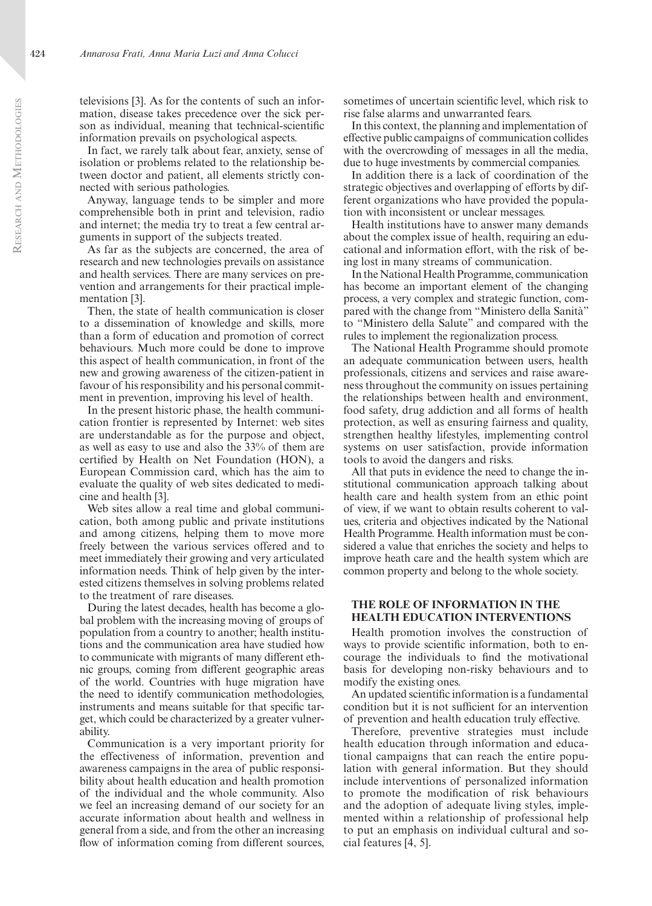televisions [3]. As for the contents of such an information, disease takes precedence over the sick person as individual, meaning that technical-scientific information prevails on psychological aspects.

In fact, we rarely talk about fear, anxiety, sense of isolation or problems related to the relationship between doctor and patient, all elements strictly connected with serious pathologies.

Anyway, language tends to be simpler and more comprehensible both in print and television, radio and internet; the media try to treat a few central arguments in support of the subjects treated.

As far as the subjects are concerned, the area of research and new technologies prevails on assistance and health services. There are many services on prevention and arrangements for their practical implementation [3].

Then, the state of health communication is closer to a dissemination of knowledge and skills, more than a form of education and promotion of correct behaviours. Much more could be done to improve this aspect of health communication, in front of the new and growing awareness of the citizen-patient in favour of his responsibility and his personal commitment in prevention, improving his level of health.

In the present historic phase, the health communication frontier is represented by Internet: web sites are understandable as for the purpose and object, as well as easy to use and also the 33% of them are certified by Health on Net Foundation (HON), a European Commission card, which has the aim to evaluate the quality of web sites dedicated to medicine and health [3].

Web sites allow a real time and global communication, both among public and private institutions and among citizens, helping them to move more freely between the various services offered and to meet immediately their growing and very articulated information needs. Think of help given by the interested citizens themselves in solving problems related to the treatment of rare diseases.

During the latest decades, health has become a global problem with the increasing moving of groups of population from a country to another; health institutions and the communication area have studied how to communicate with migrants of many different ethnic groups, coming from different geographic areas of the world. Countries with huge migration have the need to identify communication methodologies, instruments and means suitable for that specific target, which could be characterized by a greater vulnerability.

Communication is a very important priority for the effectiveness of information, prevention and awareness campaigns in the area of public responsibility about health education and health promotion of the individual and the whole community. Also we feel an increasing demand of our society for an accurate information about health and wellness in general from a side, and from the other an increasing flow of information coming from different sources, sometimes of uncertain scientific level, which risk to rise false alarms and unwarranted fears.

In this context, the planning and implementation of effective public campaigns of communication collides with the overcrowding of messages in all the media, due to huge investments by commercial companies.

In addition there is a lack of coordination of the strategic objectives and overlapping of efforts by different organizations who have provided the population with inconsistent or unclear messages.

Health institutions have to answer many demands about the complex issue of health, requiring an educational and information effort, with the risk of being lost in many streams of communication.

In the National Health Programme, communication has become an important element of the changing process, a very complex and strategic function, compared with the change from "Ministero della Sanità" to "Ministero della Salute" and compared with the rules to implement the regionalization process.

The National Health Programme should promote an adequate communication between users, health professionals, citizens and services and raise awareness throughout the community on issues pertaining the relationships between health and environment, food safety, drug addiction and all forms of health protection, as well as ensuring fairness and quality, strengthen healthy lifestyles, implementing control systems on user satisfaction, provide information tools to avoid the dangers and risks.

All that puts in evidence the need to change the institutional communication approach talking about health care and health system from an ethic point of view, if we want to obtain results coherent to values, criteria and objectives indicated by the National Health Programme. Health information must be considered a value that enriches the society and helps to improve heath care and the health system which are common property and belong to the whole society.

## THE ROLE OF INFORMATION IN THE HEALTH EDUCATION INTERVENTIONS

Health promotion involves the construction of ways to provide scientific information, both to encourage the individuals to find the motivational basis for developing non-risky behaviours and to modify the existing ones.

An updated scientific information is a fundamental condition but it is not sufficient for an intervention of prevention and health education truly effective.

Therefore, preventive strategies must include health education through information and educational campaigns that can reach the entire population with general information. But they should include interventions of personalized information to promote the modification of risk behaviours and the adoption of adequate living styles, implemented within a relationship of professional help to put an emphasis on individual cultural and social features [4, 5].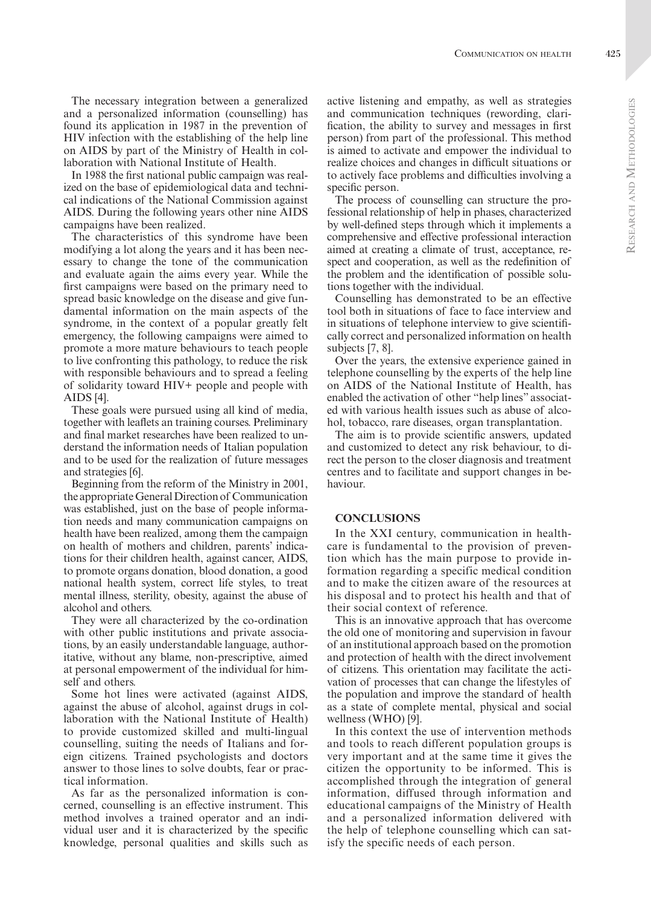The necessary integration between a generalized and a personalized information (counselling) has found its application in 1987 in the prevention of HIV infection with the establishing of the help line on AIDS by part of the Ministry of Health in collaboration with National Institute of Health.

In 1988 the first national public campaign was realized on the base of epidemiological data and technical indications of the National Commission against AIDS. During the following years other nine AIDS campaigns have been realized.

The characteristics of this syndrome have been modifying a lot along the years and it has been necessary to change the tone of the communication and evaluate again the aims every year. While the first campaigns were based on the primary need to spread basic knowledge on the disease and give fundamental information on the main aspects of the syndrome, in the context of a popular greatly felt emergency, the following campaigns were aimed to promote a more mature behaviours to teach people to live confronting this pathology, to reduce the risk with responsible behaviours and to spread a feeling of solidarity toward HIV+ people and people with AIDS [4].

These goals were pursued using all kind of media, together with leaflets an training courses. Preliminary and final market researches have been realized to understand the information needs of Italian population and to be used for the realization of future messages and strategies [6].

Beginning from the reform of the Ministry in 2001, the appropriate General Direction of Communication was established, just on the base of people information needs and many communication campaigns on health have been realized, among them the campaign on health of mothers and children, parents' indications for their children health, against cancer, AIDS, to promote organs donation, blood donation, a good national health system, correct life styles, to treat mental illness, sterility, obesity, against the abuse of alcohol and others.

They were all characterized by the co-ordination with other public institutions and private associations, by an easily understandable language, authoritative, without any blame, non-prescriptive, aimed at personal empowerment of the individual for himself and others.

Some hot lines were activated (against AIDS, against the abuse of alcohol, against drugs in collaboration with the National Institute of Health) to provide customized skilled and multi-lingual counselling, suiting the needs of Italians and foreign citizens. Trained psychologists and doctors answer to those lines to solve doubts, fear or practical information.

As far as the personalized information is concerned, counselling is an effective instrument. This method involves a trained operator and an individual user and it is characterized by the specific knowledge, personal qualities and skills such as active listening and empathy, as well as strategies and communication techniques (rewording, clarification, the ability to survey and messages in first person) from part of the professional. This method is aimed to activate and empower the individual to realize choices and changes in difficult situations or to actively face problems and difficulties involving a specific person.

The process of counselling can structure the professional relationship of help in phases, characterized by well-defined steps through which it implements a comprehensive and effective professional interaction aimed at creating a climate of trust, acceptance, respect and cooperation, as well as the redefinition of the problem and the identification of possible solutions together with the individual.

Counselling has demonstrated to be an effective tool both in situations of face to face interview and in situations of telephone interview to give scientifically correct and personalized information on health subjects [7, 8].

Over the years, the extensive experience gained in telephone counselling by the experts of the help line on AIDS of the National Institute of Health, has enabled the activation of other "help lines" associated with various health issues such as abuse of alcohol, tobacco, rare diseases, organ transplantation.

The aim is to provide scientific answers, updated and customized to detect any risk behaviour, to direct the person to the closer diagnosis and treatment centres and to facilitate and support changes in behaviour.

## CONCLUSIONS

In the XXI century, communication in healthcare is fundamental to the provision of prevention which has the main purpose to provide information regarding a specific medical condition and to make the citizen aware of the resources at his disposal and to protect his health and that of their social context of reference.

This is an innovative approach that has overcome the old one of monitoring and supervision in favour of an institutional approach based on the promotion and protection of health with the direct involvement of citizens. This orientation may facilitate the activation of processes that can change the lifestyles of the population and improve the standard of health as a state of complete mental, physical and social wellness (WHO) [9].

In this context the use of intervention methods and tools to reach different population groups is very important and at the same time it gives the citizen the opportunity to be informed. This is accomplished through the integration of general information, diffused through information and educational campaigns of the Ministry of Health and a personalized information delivered with the help of telephone counselling which can satisfy the specific needs of each person.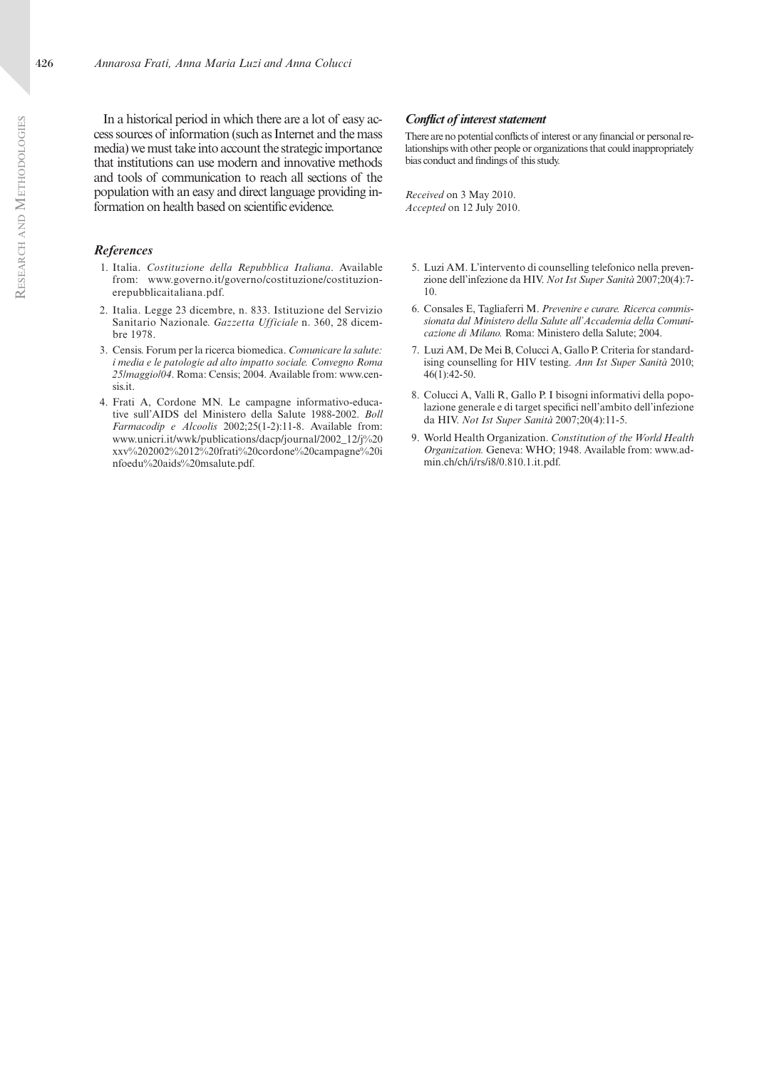In a historical period in which there are a lot of easy access sources of information (such as Internet and the mass media) we must take into account the strategic importance that institutions can use modern and innovative methods and tools of communication to reach all sections of the population with an easy and direct language providing information on health based on scientific evidence.

### *Conflict of interest statement*

There are no potential conflicts of interest or any financial or personal relationships with other people or organizations that could inappropriately bias conduct and findings of this study.

*Received* on 3 May 2010.
*Accepted* on 12 July 2010.

### *References*

1. Italia. *Costituzione della Repubblica Italiana*. Available from: www.governo.it/governo/costituzione/costituzionerepubblicaitaliana.pdf.
2. Italia. Legge 23 dicembre, n. 833. Istituzione del Servizio Sanitario Nazionale. *Gazzetta Ufficiale* n. 360, 28 dicembre 1978.
3. Censis. Forum per la ricerca biomedica. *Comunicare la salute: i media e le patologie ad alto impatto sociale. Convegno Roma 25/maggio/04*. Roma: Censis; 2004. Available from: www.censis.it.
4. Frati A, Cordone MN. Le campagne informativo-educative sull'AIDS del Ministero della Salute 1988-2002. *Boll Farmacodip e Alcoolis* 2002;25(1-2):11-8. Available from: www.unicri.it/wwk/publications/dacp/journal/2002_12/j%20xxv%202002%2012%20frati%20cordone%20campagne%20infoedu%20aids%20msalute.pdf.
5. Luzi AM. L'intervento di counselling telefonico nella prevenzione dell'infezione da HIV. *Not Ist Super Sanità* 2007;20(4):7-10.
6. Consales E, Tagliaferri M. *Prevenire e curare. Ricerca commissionata dal Ministero della Salute all'Accademia della Comunicazione di Milano.* Roma: Ministero della Salute; 2004.
7. Luzi AM, De Mei B, Colucci A, Gallo P. Criteria for standardising counselling for HIV testing. *Ann Ist Super Sanità* 2010; 46(1):42-50.
8. Colucci A, Valli R, Gallo P. I bisogni informativi della popolazione generale e di target specifici nell'ambito dell'infezione da HIV. *Not Ist Super Sanità* 2007;20(4):11-5.
9. World Health Organization. *Constitution of the World Health Organization.* Geneva: WHO; 1948. Available from: www.admin.ch/ch/i/rs/i8/0.810.1.it.pdf.